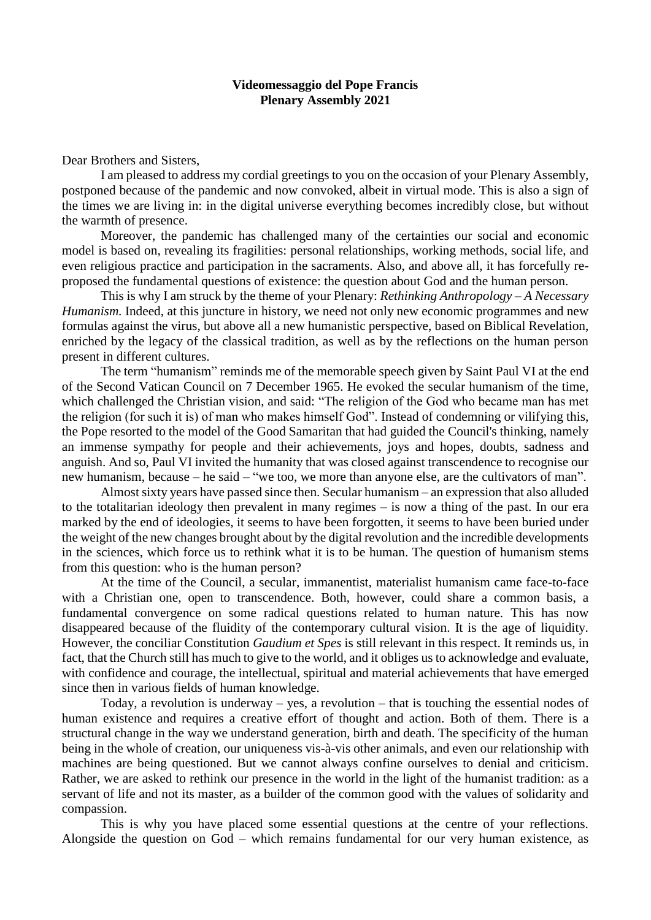**Videomessaggio del Pope Francis**
**Plenary Assembly 2021**

Dear Brothers and Sisters,

I am pleased to address my cordial greetings to you on the occasion of your Plenary Assembly, postponed because of the pandemic and now convoked, albeit in virtual mode. This is also a sign of the times we are living in: in the digital universe everything becomes incredibly close, but without the warmth of presence.

Moreover, the pandemic has challenged many of the certainties our social and economic model is based on, revealing its fragilities: personal relationships, working methods, social life, and even religious practice and participation in the sacraments. Also, and above all, it has forcefully re-proposed the fundamental questions of existence: the question about God and the human person.

This is why I am struck by the theme of your Plenary: *Rethinking Anthropology – A Necessary Humanism.* Indeed, at this juncture in history, we need not only new economic programmes and new formulas against the virus, but above all a new humanistic perspective, based on Biblical Revelation, enriched by the legacy of the classical tradition, as well as by the reflections on the human person present in different cultures.

The term "humanism" reminds me of the memorable speech given by Saint Paul VI at the end of the Second Vatican Council on 7 December 1965. He evoked the secular humanism of the time, which challenged the Christian vision, and said: "The religion of the God who became man has met the religion (for such it is) of man who makes himself God". Instead of condemning or vilifying this, the Pope resorted to the model of the Good Samaritan that had guided the Council's thinking, namely an immense sympathy for people and their achievements, joys and hopes, doubts, sadness and anguish. And so, Paul VI invited the humanity that was closed against transcendence to recognise our new humanism, because – he said – "we too, we more than anyone else, are the cultivators of man".

Almost sixty years have passed since then. Secular humanism – an expression that also alluded to the totalitarian ideology then prevalent in many regimes – is now a thing of the past. In our era marked by the end of ideologies, it seems to have been forgotten, it seems to have been buried under the weight of the new changes brought about by the digital revolution and the incredible developments in the sciences, which force us to rethink what it is to be human. The question of humanism stems from this question: who is the human person?

At the time of the Council, a secular, immanentist, materialist humanism came face-to-face with a Christian one, open to transcendence. Both, however, could share a common basis, a fundamental convergence on some radical questions related to human nature. This has now disappeared because of the fluidity of the contemporary cultural vision. It is the age of liquidity. However, the conciliar Constitution *Gaudium et Spes* is still relevant in this respect. It reminds us, in fact, that the Church still has much to give to the world, and it obliges us to acknowledge and evaluate, with confidence and courage, the intellectual, spiritual and material achievements that have emerged since then in various fields of human knowledge.

Today, a revolution is underway – yes, a revolution – that is touching the essential nodes of human existence and requires a creative effort of thought and action. Both of them. There is a structural change in the way we understand generation, birth and death. The specificity of the human being in the whole of creation, our uniqueness vis-à-vis other animals, and even our relationship with machines are being questioned. But we cannot always confine ourselves to denial and criticism. Rather, we are asked to rethink our presence in the world in the light of the humanist tradition: as a servant of life and not its master, as a builder of the common good with the values of solidarity and compassion.

This is why you have placed some essential questions at the centre of your reflections. Alongside the question on God – which remains fundamental for our very human existence, as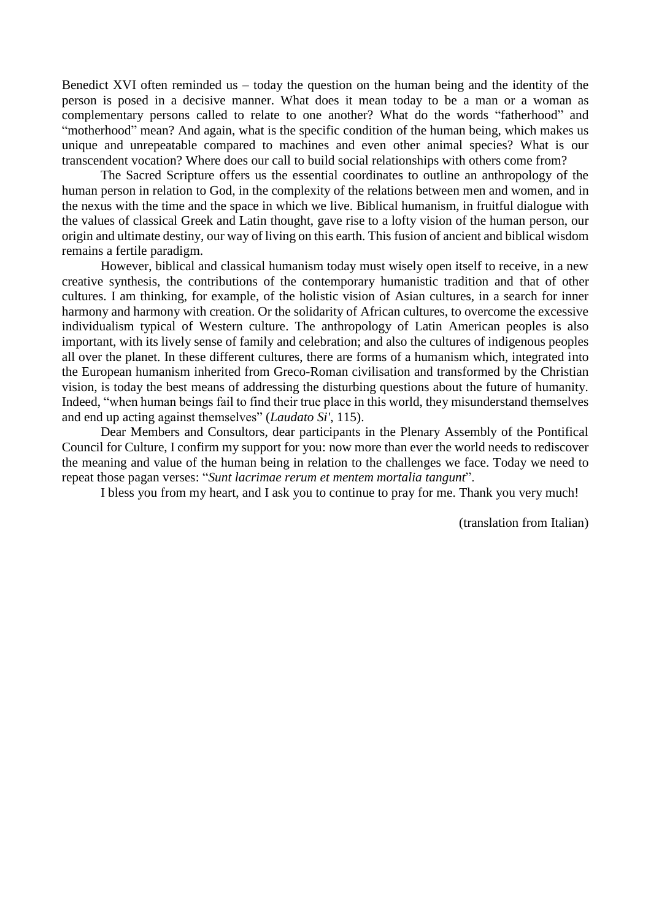Benedict XVI often reminded us – today the question on the human being and the identity of the person is posed in a decisive manner. What does it mean today to be a man or a woman as complementary persons called to relate to one another? What do the words "fatherhood" and "motherhood" mean? And again, what is the specific condition of the human being, which makes us unique and unrepeatable compared to machines and even other animal species? What is our transcendent vocation? Where does our call to build social relationships with others come from?

The Sacred Scripture offers us the essential coordinates to outline an anthropology of the human person in relation to God, in the complexity of the relations between men and women, and in the nexus with the time and the space in which we live. Biblical humanism, in fruitful dialogue with the values of classical Greek and Latin thought, gave rise to a lofty vision of the human person, our origin and ultimate destiny, our way of living on this earth. This fusion of ancient and biblical wisdom remains a fertile paradigm.

However, biblical and classical humanism today must wisely open itself to receive, in a new creative synthesis, the contributions of the contemporary humanistic tradition and that of other cultures. I am thinking, for example, of the holistic vision of Asian cultures, in a search for inner harmony and harmony with creation. Or the solidarity of African cultures, to overcome the excessive individualism typical of Western culture. The anthropology of Latin American peoples is also important, with its lively sense of family and celebration; and also the cultures of indigenous peoples all over the planet. In these different cultures, there are forms of a humanism which, integrated into the European humanism inherited from Greco-Roman civilisation and transformed by the Christian vision, is today the best means of addressing the disturbing questions about the future of humanity. Indeed, "when human beings fail to find their true place in this world, they misunderstand themselves and end up acting against themselves" (*Laudato Si'*, 115).

Dear Members and Consultors, dear participants in the Plenary Assembly of the Pontifical Council for Culture, I confirm my support for you: now more than ever the world needs to rediscover the meaning and value of the human being in relation to the challenges we face. Today we need to repeat those pagan verses: "*Sunt lacrimae rerum et mentem mortalia tangunt*".

I bless you from my heart, and I ask you to continue to pray for me. Thank you very much!

(translation from Italian)